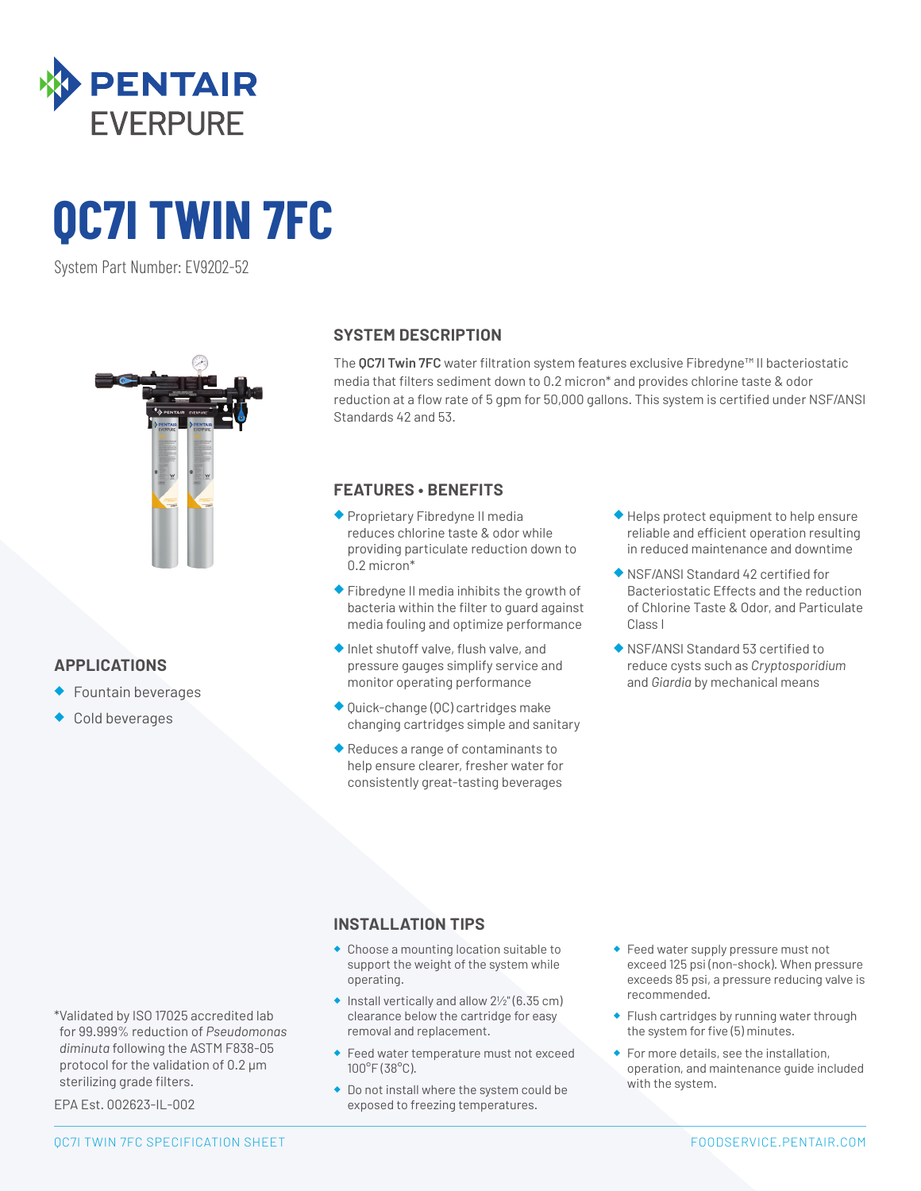PENTAIR EVERPURE

# QC7I TWIN 7FC

System Part Number: EV9202-52

## SYSTEM DESCRIPTION

The **QC7I Twin 7FC** water filtration system features exclusive Fibredyne™ II bacteriostatic media that filters sediment down to 0.2 micron* and provides chlorine taste & odor reduction at a flow rate of 5 gpm for 50,000 gallons. This system is certified under NSF/ANSI Standards 42 and 53.

## APPLICATIONS

- Fountain beverages
- Cold beverages

## FEATURES • BENEFITS

- Proprietary Fibredyne II media reduces chlorine taste & odor while providing particulate reduction down to 0.2 micron*
- Fibredyne II media inhibits the growth of bacteria within the filter to guard against media fouling and optimize performance
- Inlet shutoff valve, flush valve, and pressure gauges simplify service and monitor operating performance
- Quick-change (QC) cartridges make changing cartridges simple and sanitary
- Reduces a range of contaminants to help ensure clearer, fresher water for consistently great-tasting beverages
- Helps protect equipment to help ensure reliable and efficient operation resulting in reduced maintenance and downtime
- NSF/ANSI Standard 42 certified for Bacteriostatic Effects and the reduction of Chlorine Taste & Odor, and Particulate Class I
- NSF/ANSI Standard 53 certified to reduce cysts such as *Cryptosporidium* and *Giardia* by mechanical means

## INSTALLATION TIPS

- Choose a mounting location suitable to support the weight of the system while operating.
- Install vertically and allow 2½" (6.35 cm) clearance below the cartridge for easy removal and replacement.
- Feed water temperature must not exceed 100°F (38°C).
- Do not install where the system could be exposed to freezing temperatures.
- Feed water supply pressure must not exceed 125 psi (non-shock). When pressure exceeds 85 psi, a pressure reducing valve is recommended.
- Flush cartridges by running water through the system for five (5) minutes.
- For more details, see the installation, operation, and maintenance guide included with the system.

*Validated by ISO 17025 accredited lab for 99.999% reduction of *Pseudomonas diminuta* following the ASTM F838-05 protocol for the validation of 0.2 μm sterilizing grade filters.

EPA Est. 002623-IL-002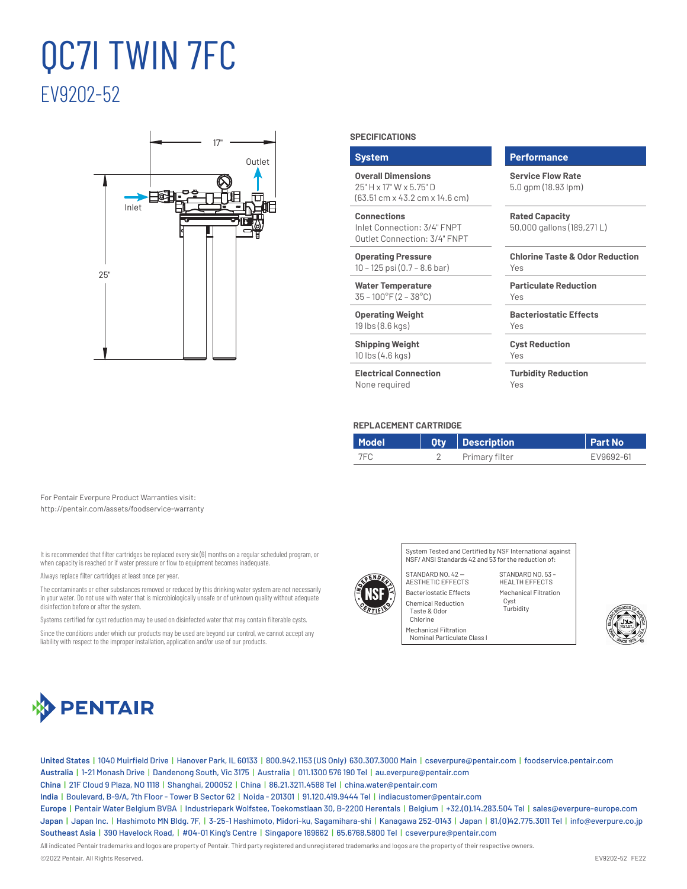# QC7I TWIN 7FC

## EV9202-52

17"

Outlet

Inlet

25"

### SPECIFICATIONS

| System | Performance |
|---|---|
| **Overall Dimensions** 25" H x 17" W x 5.75" D (63.51 cm x 43.2 cm x 14.6 cm) | **Service Flow Rate** 5.0 gpm (18.93 lpm) |
| **Connections** Inlet Connection: 3/4" FNPT Outlet Connection: 3/4" FNPT | **Rated Capacity** 50,000 gallons (189,271 L) |
| **Operating Pressure** 10 – 125 psi (0.7 – 8.6 bar) | **Chlorine Taste & Odor Reduction** Yes |
| **Water Temperature** 35 – 100°F (2 – 38°C) | **Particulate Reduction** Yes |
| **Operating Weight** 19 lbs (8.6 kgs) | **Bacteriostatic Effects** Yes |
| **Shipping Weight** 10 lbs (4.6 kgs) | **Cyst Reduction** Yes |
| **Electrical Connection** None required | **Turbidity Reduction** Yes |

### REPLACEMENT CARTRIDGE

| Model | Qty | Description | Part No |
|---|---|---|---|
| 7FC | 2 | Primary filter | EV9692-61 |

For Pentair Everpure Product Warranties visit:
http://pentair.com/assets/foodservice-warranty

It is recommended that filter cartridges be replaced every six (6) months on a regular scheduled program, or when capacity is reached or if water pressure or flow to equipment becomes inadequate.

Always replace filter cartridges at least once per year.

The contaminants or other substances removed or reduced by this drinking water system are not necessarily in your water. Do not use with water that is microbiologically unsafe or of unknown quality without adequate disinfection before or after the system.

Systems certified for cyst reduction may be used on disinfected water that may contain filterable cysts.

Since the conditions under which our products may be used are beyond our control, we cannot accept any liability with respect to the improper installation, application and/or use of our products.

System Tested and Certified by NSF International against NSF/ ANSI Standards 42 and 53 for the reduction of:

| STANDARD NO. 42 – AESTHETIC EFFECTS | STANDARD NO. 53 – HEALTH EFFECTS |
|---|---|
| Bacteriostatic Effects | Mechanical Filtration |
| Chemical Reduction: Taste & Odor, Chlorine | Cyst, Turbidity |
| Mechanical Filtration: Nominal Particulate Class I | |

**PENTAIR**

**United States** | 1040 Muirfield Drive | Hanover Park, IL 60133 | 800.942.1153 (US Only) 630.307.3000 Main | cseverpure@pentair.com | foodservice.pentair.com
**Australia** | 1-21 Monash Drive | Dandenong South, Vic 3175 | Australia | 011.1300 576 190 Tel | au.everpure@pentair.com
**China** | 21F Cloud 9 Plaza, NO 1118 | Shanghai, 200052 | China | 86.21.3211.4588 Tel | china.water@pentair.com
**India** | Boulevard, B-9/A, 7th Floor - Tower B Sector 62 | Noida - 201301 | 91.120.419.9444 Tel | indiacustomer@pentair.com
**Europe** | Pentair Water Belgium BVBA | Industriepark Wolfstee, Toekomstlaan 30, B-2200 Herentals | Belgium | +32.(0).14.283.504 Tel | sales@everpure-europe.com
**Japan** | Japan Inc. | Hashimoto MN Bldg. 7F, | 3-25-1 Hashimoto, Midori-ku, Sagamihara-shi | Kanagawa 252-0143 | Japan | 81.(0)42.775.3011 Tel | info@everpure.co.jp
**Southeast Asia** | 390 Havelock Road, | #04-01 King's Centre | Singapore 169662 | 65.6768.5800 Tel | cseverpure@pentair.com

All indicated Pentair trademarks and logos are property of Pentair. Third party registered and unregistered trademarks and logos are the property of their respective owners.

©2022 Pentair. All Rights Reserved.

EV9202-52 FE22